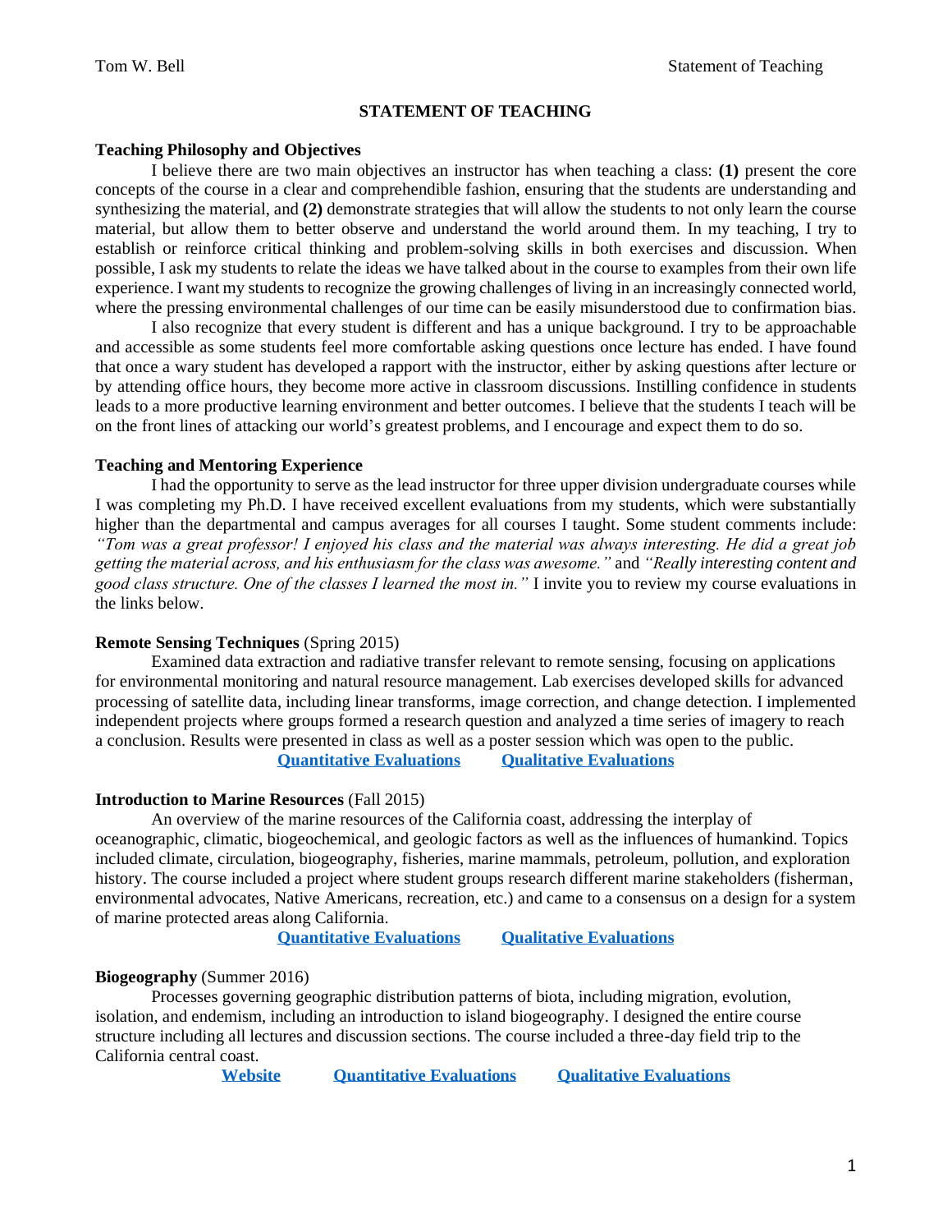# STATEMENT OF TEACHING

## Teaching Philosophy and Objectives

I believe there are two main objectives an instructor has when teaching a class: **(1)** present the core concepts of the course in a clear and comprehendible fashion, ensuring that the students are understanding and synthesizing the material, and **(2)** demonstrate strategies that will allow the students to not only learn the course material, but allow them to better observe and understand the world around them. In my teaching, I try to establish or reinforce critical thinking and problem-solving skills in both exercises and discussion. When possible, I ask my students to relate the ideas we have talked about in the course to examples from their own life experience. I want my students to recognize the growing challenges of living in an increasingly connected world, where the pressing environmental challenges of our time can be easily misunderstood due to confirmation bias.

I also recognize that every student is different and has a unique background. I try to be approachable and accessible as some students feel more comfortable asking questions once lecture has ended. I have found that once a wary student has developed a rapport with the instructor, either by asking questions after lecture or by attending office hours, they become more active in classroom discussions. Instilling confidence in students leads to a more productive learning environment and better outcomes. I believe that the students I teach will be on the front lines of attacking our world's greatest problems, and I encourage and expect them to do so.

## Teaching and Mentoring Experience

I had the opportunity to serve as the lead instructor for three upper division undergraduate courses while I was completing my Ph.D. I have received excellent evaluations from my students, which were substantially higher than the departmental and campus averages for all courses I taught. Some student comments include: *"Tom was a great professor! I enjoyed his class and the material was always interesting. He did a great job getting the material across, and his enthusiasm for the class was awesome."* and *"Really interesting content and good class structure. One of the classes I learned the most in."* I invite you to review my course evaluations in the links below.

### Remote Sensing Techniques (Spring 2015)

Examined data extraction and radiative transfer relevant to remote sensing, focusing on applications for environmental monitoring and natural resource management. Lab exercises developed skills for advanced processing of satellite data, including linear transforms, image correction, and change detection. I implemented independent projects where groups formed a research question and analyzed a time series of imagery to reach a conclusion. Results were presented in class as well as a poster session which was open to the public.

**Quantitative Evaluations** **Qualitative Evaluations**

### Introduction to Marine Resources (Fall 2015)

An overview of the marine resources of the California coast, addressing the interplay of oceanographic, climatic, biogeochemical, and geologic factors as well as the influences of humankind. Topics included climate, circulation, biogeography, fisheries, marine mammals, petroleum, pollution, and exploration history. The course included a project where student groups research different marine stakeholders (fisherman, environmental advocates, Native Americans, recreation, etc.) and came to a consensus on a design for a system of marine protected areas along California.

**Quantitative Evaluations** **Qualitative Evaluations**

### Biogeography (Summer 2016)

Processes governing geographic distribution patterns of biota, including migration, evolution, isolation, and endemism, including an introduction to island biogeography. I designed the entire course structure including all lectures and discussion sections. The course included a three-day field trip to the California central coast.

**Website** **Quantitative Evaluations** **Qualitative Evaluations**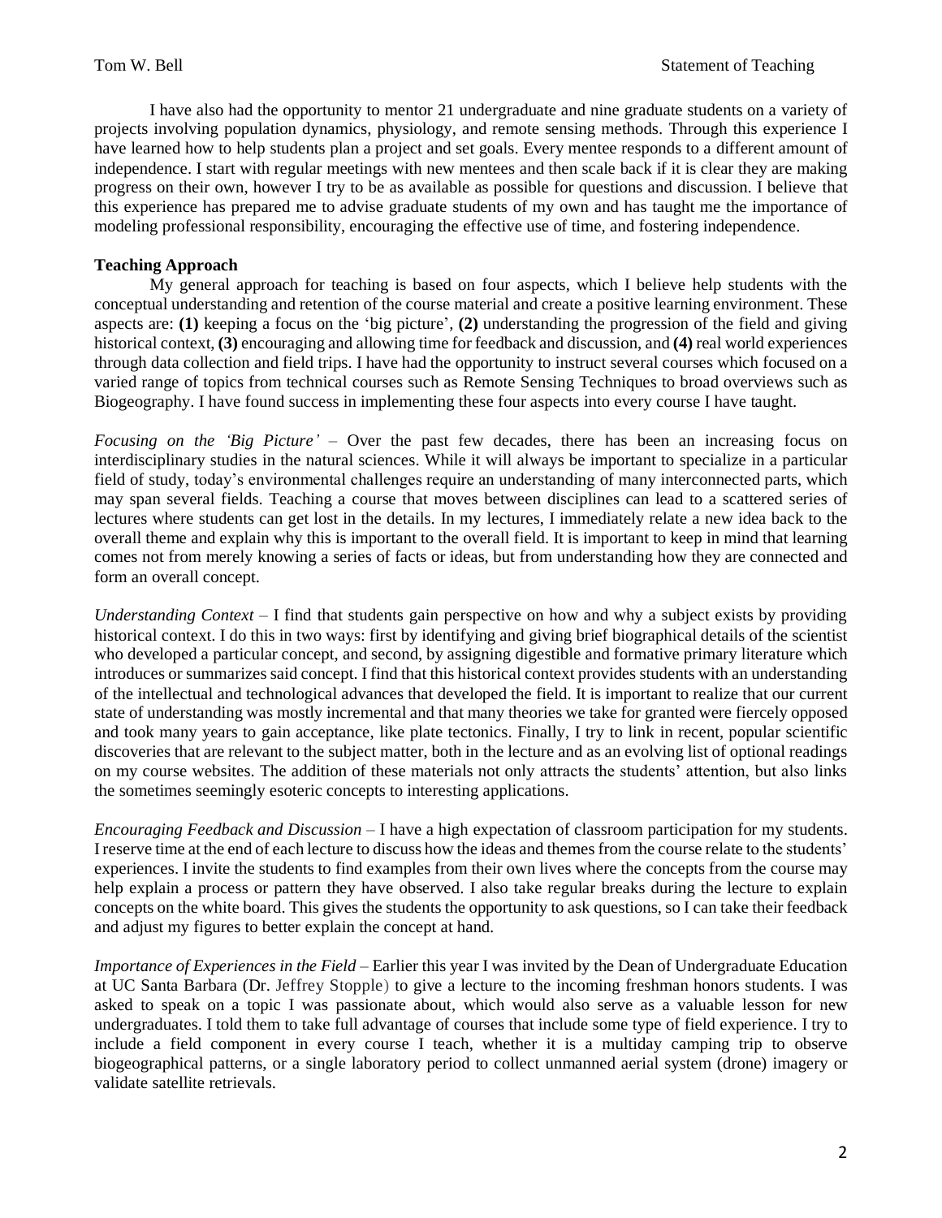I have also had the opportunity to mentor 21 undergraduate and nine graduate students on a variety of projects involving population dynamics, physiology, and remote sensing methods. Through this experience I have learned how to help students plan a project and set goals. Every mentee responds to a different amount of independence. I start with regular meetings with new mentees and then scale back if it is clear they are making progress on their own, however I try to be as available as possible for questions and discussion. I believe that this experience has prepared me to advise graduate students of my own and has taught me the importance of modeling professional responsibility, encouraging the effective use of time, and fostering independence.

**Teaching Approach**

My general approach for teaching is based on four aspects, which I believe help students with the conceptual understanding and retention of the course material and create a positive learning environment. These aspects are: **(1)** keeping a focus on the 'big picture', **(2)** understanding the progression of the field and giving historical context, **(3)** encouraging and allowing time for feedback and discussion, and **(4)** real world experiences through data collection and field trips. I have had the opportunity to instruct several courses which focused on a varied range of topics from technical courses such as Remote Sensing Techniques to broad overviews such as Biogeography. I have found success in implementing these four aspects into every course I have taught.

*Focusing on the 'Big Picture'* – Over the past few decades, there has been an increasing focus on interdisciplinary studies in the natural sciences. While it will always be important to specialize in a particular field of study, today's environmental challenges require an understanding of many interconnected parts, which may span several fields. Teaching a course that moves between disciplines can lead to a scattered series of lectures where students can get lost in the details. In my lectures, I immediately relate a new idea back to the overall theme and explain why this is important to the overall field. It is important to keep in mind that learning comes not from merely knowing a series of facts or ideas, but from understanding how they are connected and form an overall concept.

*Understanding Context* – I find that students gain perspective on how and why a subject exists by providing historical context. I do this in two ways: first by identifying and giving brief biographical details of the scientist who developed a particular concept, and second, by assigning digestible and formative primary literature which introduces or summarizes said concept. I find that this historical context provides students with an understanding of the intellectual and technological advances that developed the field. It is important to realize that our current state of understanding was mostly incremental and that many theories we take for granted were fiercely opposed and took many years to gain acceptance, like plate tectonics. Finally, I try to link in recent, popular scientific discoveries that are relevant to the subject matter, both in the lecture and as an evolving list of optional readings on my course websites. The addition of these materials not only attracts the students' attention, but also links the sometimes seemingly esoteric concepts to interesting applications.

*Encouraging Feedback and Discussion* – I have a high expectation of classroom participation for my students. I reserve time at the end of each lecture to discuss how the ideas and themes from the course relate to the students' experiences. I invite the students to find examples from their own lives where the concepts from the course may help explain a process or pattern they have observed. I also take regular breaks during the lecture to explain concepts on the white board. This gives the students the opportunity to ask questions, so I can take their feedback and adjust my figures to better explain the concept at hand.

*Importance of Experiences in the Field* – Earlier this year I was invited by the Dean of Undergraduate Education at UC Santa Barbara (Dr. Jeffrey Stopple) to give a lecture to the incoming freshman honors students. I was asked to speak on a topic I was passionate about, which would also serve as a valuable lesson for new undergraduates. I told them to take full advantage of courses that include some type of field experience. I try to include a field component in every course I teach, whether it is a multiday camping trip to observe biogeographical patterns, or a single laboratory period to collect unmanned aerial system (drone) imagery or validate satellite retrievals.